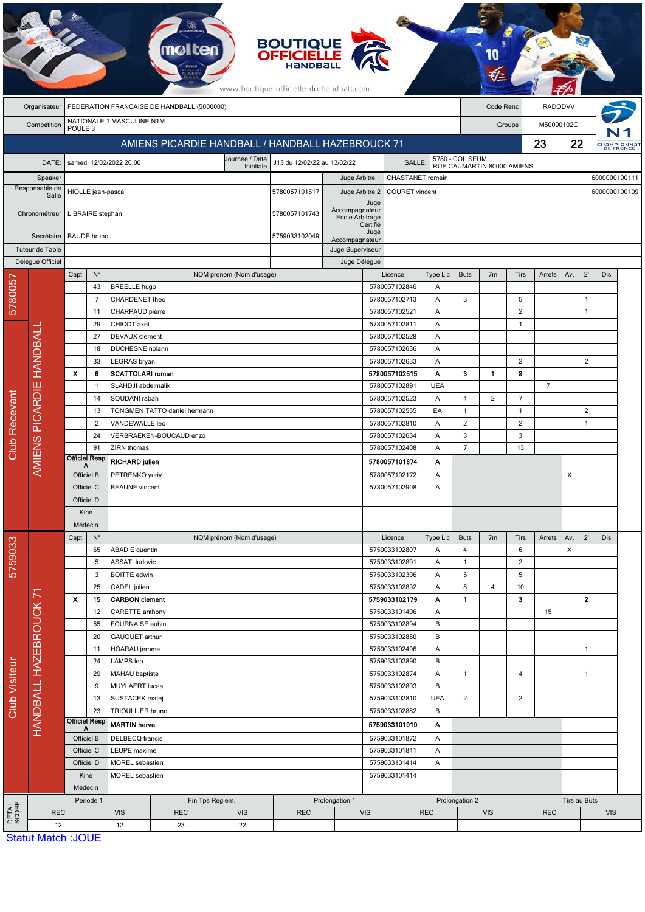BOUTIQUE OFFICIELLE HANDBALL

www.boutique-officielle-du-handball.com

| | | | |
|---|---|---|---|
| Organisateur | FEDERATION FRANCAISE DE HANDBALL (5000000) | Code Renc | RADODVV |
| Compétition | NATIONALE 1 MASCULINE N1M POULE 3 | Groupe | M50000102G |

## AMIENS PICARDIE HANDBALL / HANDBALL HAZEBROUCK 71 — 23 / 22

| | | | | | |
|---|---|---|---|---|---|
| DATE: | samedi 12/02/2022 20:00 | Journée / Date Initiale | J13 du 12/02/22 au 13/02/22 | SALLE: | 5780 - COLISEUM RUE CAUMARTIN 80000 AMIENS |
| Speaker | | | Juge Arbitre 1 | CHASTANET romain | 6000000100111 |
| Responsable de Salle | HIOLLE jean-pascal | 5780057101517 | Juge Arbitre 2 | COURET vincent | 6000000100109 |
| Chronométreur | LIBRAIRE stephan | 5780057101743 | Juge Accompagnateur Ecole Arbitrage Certifié | | |
| Secrétaire | BAUDE bruno | 5759033102049 | Juge Accompagnateur | | |
| Tuteur de Table | | | Juge Superviseur | | |
| Délégué Officiel | | | Juge Délégué | | |

### Club Recevant — 5780057 — AMIENS PICARDIE HANDBALL

| Capt | N° | NOM prénom (Nom d'usage) | Licence | Type Lic | Buts | 7m | Tirs | Arrets | Av. | 2' | Dis |
|---|---|---|---|---|---|---|---|---|---|---|---|
| | 43 | BREELLE hugo | 5780057102846 | A | | | | | | | |
| | 7 | CHARDENET theo | 5780057102713 | A | 3 | | 5 | | | 1 | |
| | 11 | CHARPAUD pierre | 5780057102521 | A | | | 2 | | | 1 | |
| | 29 | CHICOT axel | 5780057102811 | A | | | 1 | | | | |
| | 27 | DEVAUX clement | 5780057102528 | A | | | | | | | |
| | 18 | DUCHESNE nolann | 5780057102636 | A | | | | | | | |
| | 33 | LEGRAS bryan | 5780057102633 | A | | | 2 | | | 2 | |
| **X** | **6** | **SCATTOLARI roman** | **5780057102515** | **A** | **3** | **1** | **8** | | | | |
| | 1 | SLAHDJI abdelmalik | 5780057102891 | UEA | | | | 7 | | | |
| | 14 | SOUDANI rabah | 5780057102523 | A | 4 | 2 | 7 | | | | |
| | 13 | TONGMEN TATTO daniel hermann | 5780057102535 | EA | 1 | | 1 | | | 2 | |
| | 2 | VANDEWALLE leo | 5780057102810 | A | 2 | | 2 | | | 1 | |
| | 24 | VERBRAEKEN-BOUCAUD enzo | 5780057102634 | A | 3 | | 3 | | | | |
| | 91 | ZIRN thomas | 5780057102408 | A | 7 | | 13 | | | | |
| Officiel Resp A | | **RICHARD julien** | **5780057101874** | **A** | | | | | | | |
| Officiel B | | PETRENKO yuriy | 5780057102172 | A | | | | | X | | |
| Officiel C | | BEAUNE vincent | 5780057102908 | A | | | | | | | |
| Officiel D | | | | | | | | | | | |
| Kiné | | | | | | | | | | | |
| Médecin | | | | | | | | | | | |

### Club Visiteur — 5759033 — HANDBALL HAZEBROUCK 71

| Capt | N° | NOM prénom (Nom d'usage) | Licence | Type Lic | Buts | 7m | Tirs | Arrets | Av. | 2' | Dis |
|---|---|---|---|---|---|---|---|---|---|---|---|
| | 65 | ABADIE quentin | 5759033102807 | A | 4 | | 6 | | X | | |
| | 5 | ASSATI ludovic | 5759033102891 | A | 1 | | 2 | | | | |
| | 3 | BOITTE edwin | 5759033102306 | A | 5 | | 5 | | | | |
| | 25 | CADEL julien | 5759033102892 | A | 8 | 4 | 10 | | | | |
| **X** | **15** | **CARBON clement** | **5759033102179** | **A** | **1** | | **3** | | | **2** | |
| | 12 | CARETTE anthony | 5759033101496 | A | | | | 15 | | | |
| | 55 | FOURNAISE aubin | 5759033102894 | B | | | | | | | |
| | 20 | GAUGUET arthur | 5759033102880 | B | | | | | | | |
| | 11 | HOARAU jerome | 5759033102496 | A | | | | | | 1 | |
| | 24 | LAMPS leo | 5759033102890 | B | | | | | | | |
| | 29 | MAHAU baptiste | 5759033102874 | A | 1 | | 4 | | | 1 | |
| | 9 | MUYLAERT lucas | 5759033102893 | B | | | | | | | |
| | 13 | SUSTACEK matej | 5759033102810 | UEA | 2 | | 2 | | | | |
| | 23 | TRIOULLIER bruno | 5759033102882 | B | | | | | | | |
| Officiel Resp A | | **MARTIN herve** | **5759033101919** | **A** | | | | | | | |
| Officiel B | | DELBECQ francis | 5759033101872 | A | | | | | | | |
| Officiel C | | LEUPE maxime | 5759033101841 | A | | | | | | | |
| Officiel D | | MOREL sebastien | 5759033101414 | A | | | | | | | |
| Kiné | | MOREL sebastien | 5759033101414 | | | | | | | | |
| Médecin | | | | | | | | | | | |

### DETAIL SCORE

| Période 1 | | Fin Tps Reglem. | | Prolongation 1 | | Prolongation 2 | | Tirs au Buts | |
|---|---|---|---|---|---|---|---|---|---|
| REC | VIS | REC | VIS | REC | VIS | REC | VIS | REC | VIS |
| 12 | 12 | 23 | 22 | | | | | | |

Statut Match :JOUE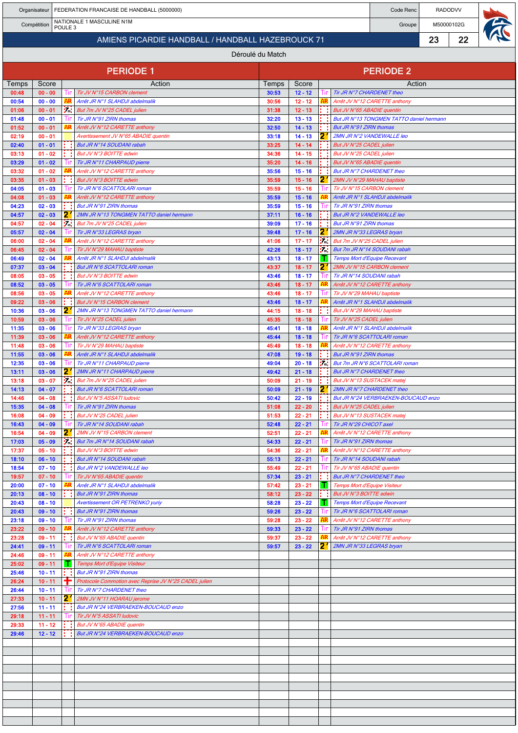| Organisateur | FEDERATION FRANCAISE DE HANDBALL (5000000) | Code Renc | RADODVV |
|---|---|---|---|
| Compétition | NATIONALE 1 MASCULINE N1M POULE 3 | Groupe | M50000102G |

## AMIENS PICARDIE HANDBALL / HANDBALL HAZEBROUCK 71 — 23 - 22

### Déroulé du Match

| PERIODE 1 | | | | PERIODE 2 | | | |
|---|---|---|---|---|---|---|---|
| Temps | Score | | Action | Temps | Score | | Action |
| 00:48 | 00 - 00 | Tir | Tir JV N°15 CARBON clement | 30:53 | 12 - 12 | Tir | Tir JR N°7 CHARDENET theo |
| 00:54 | 00 - 00 | AR | Arrêt JR N°1 SLAHDJI abdelmalik | 30:56 | 12 - 12 | AR | Arrêt JV N°12 CARETTE anthony |
| 01:06 | 00 - 01 | 7m | But 7m JV N°25 CADEL julien | 31:38 | 12 - 13 | | But JV N°65 ABADIE quentin |
| 01:48 | 00 - 01 | Tir | Tir JR N°91 ZIRN thomas | 32:20 | 13 - 13 | | But JR N°13 TONGMEN TATTO daniel hermann |
| 01:52 | 00 - 01 | AR | Arrêt JV N°12 CARETTE anthony | 32:50 | 14 - 13 | | But JR N°91 ZIRN thomas |
| 02:19 | 00 - 01 | | Avertissement JV N°65 ABADIE quentin | 33:18 | 14 - 13 | 2' | 2MN JR N°2 VANDEWALLE leo |
| 02:40 | 01 - 01 | | But JR N°14 SOUDANI rabah | 33:25 | 14 - 14 | | But JV N°25 CADEL julien |
| 03:13 | 01 - 02 | | But JV N°3 BOITTE edwin | 34:36 | 14 - 15 | | But JV N°25 CADEL julien |
| 03:29 | 01 - 02 | Tir | Tir JR N°11 CHARPAUD pierre | 35:20 | 14 - 16 | | But JV N°65 ABADIE quentin |
| 03:32 | 01 - 02 | AR | Arrêt JV N°12 CARETTE anthony | 35:56 | 15 - 16 | | But JR N°7 CHARDENET theo |
| 03:35 | 01 - 03 | | But JV N°3 BOITTE edwin | 35:59 | 15 - 16 | 2' | 2MN JV N°29 MAHAU baptiste |
| 04:05 | 01 - 03 | Tir | Tir JR N°6 SCATTOLARI roman | 35:59 | 15 - 16 | Tir | Tir JV N°15 CARBON clement |
| 04:08 | 01 - 03 | AR | Arrêt JV N°12 CARETTE anthony | 35:59 | 15 - 16 | AR | Arrêt JR N°1 SLAHDJI abdelmalik |
| 04:23 | 02 - 03 | | But JR N°91 ZIRN thomas | 35:59 | 15 - 16 | Tir | Tir JR N°91 ZIRN thomas |
| 04:57 | 02 - 03 | 2' | 2MN JR N°13 TONGMEN TATTO daniel hermann | 37:11 | 16 - 16 | | But JR N°2 VANDEWALLE leo |
| 04:57 | 02 - 04 | 7m | But 7m JV N°25 CADEL julien | 39:09 | 17 - 16 | | But JR N°91 ZIRN thomas |
| 05:57 | 02 - 04 | Tir | Tir JR N°33 LEGRAS bryan | 39:48 | 17 - 16 | 2' | 2MN JR N°33 LEGRAS bryan |
| 06:00 | 02 - 04 | AR | Arrêt JV N°12 CARETTE anthony | 41:06 | 17 - 17 | 7m | But 7m JV N°25 CADEL julien |
| 06:45 | 02 - 04 | Tir | Tir JV N°29 MAHAU baptiste | 42:26 | 18 - 17 | 7m | But 7m JR N°14 SOUDANI rabah |
| 06:49 | 02 - 04 | AR | Arrêt JR N°1 SLAHDJI abdelmalik | 43:13 | 18 - 17 | T | Temps Mort d'Equipe Recevant |
| 07:37 | 03 - 04 | | But JR N°6 SCATTOLARI roman | 43:37 | 18 - 17 | 2' | 2MN JV N°15 CARBON clement |
| 08:05 | 03 - 05 | | But JV N°3 BOITTE edwin | 43:46 | 18 - 17 | Tir | Tir JR N°14 SOUDANI rabah |
| 08:52 | 03 - 05 | Tir | Tir JR N°6 SCATTOLARI roman | 43:46 | 18 - 17 | AR | Arrêt JV N°12 CARETTE anthony |
| 08:56 | 03 - 05 | AR | Arrêt JV N°12 CARETTE anthony | 43:46 | 18 - 17 | Tir | Tir JV N°29 MAHAU baptiste |
| 09:22 | 03 - 06 | | But JV N°15 CARBON clement | 43:46 | 18 - 17 | AR | Arrêt JR N°1 SLAHDJI abdelmalik |
| 10:36 | 03 - 06 | 2' | 2MN JR N°13 TONGMEN TATTO daniel hermann | 44:15 | 18 - 18 | | But JV N°29 MAHAU baptiste |
| 10:59 | 03 - 06 | Tir | Tir JV N°25 CADEL julien | 45:35 | 18 - 18 | Tir | Tir JV N°25 CADEL julien |
| 11:35 | 03 - 06 | Tir | Tir JR N°33 LEGRAS bryan | 45:41 | 18 - 18 | AR | Arrêt JR N°1 SLAHDJI abdelmalik |
| 11:39 | 03 - 06 | AR | Arrêt JV N°12 CARETTE anthony | 45:44 | 18 - 18 | Tir | Tir JR N°6 SCATTOLARI roman |
| 11:48 | 03 - 06 | Tir | Tir JV N°29 MAHAU baptiste | 45:49 | 18 - 18 | AR | Arrêt JV N°12 CARETTE anthony |
| 11:55 | 03 - 06 | AR | Arrêt JR N°1 SLAHDJI abdelmalik | 47:08 | 19 - 18 | | But JR N°91 ZIRN thomas |
| 12:35 | 03 - 06 | Tir | Tir JR N°11 CHARPAUD pierre | 49:04 | 20 - 18 | 7m | But 7m JR N°6 SCATTOLARI roman |
| 13:11 | 03 - 06 | 2' | 2MN JR N°11 CHARPAUD pierre | 49:42 | 21 - 18 | | But JR N°7 CHARDENET theo |
| 13:18 | 03 - 07 | 7m | But 7m JV N°25 CADEL julien | 50:09 | 21 - 19 | | But JV N°13 SUSTACEK matej |
| 14:13 | 04 - 07 | | But JR N°6 SCATTOLARI roman | 50:09 | 21 - 19 | 2' | 2MN JR N°7 CHARDENET theo |
| 14:46 | 04 - 08 | | But JV N°5 ASSATI ludovic | 50:42 | 22 - 19 | | But JR N°24 VERBRAEKEN-BOUCAUD enzo |
| 15:35 | 04 - 08 | Tir | Tir JR N°91 ZIRN thomas | 51:08 | 22 - 20 | | But JV N°25 CADEL julien |
| 16:08 | 04 - 09 | | But JV N°25 CADEL julien | 51:53 | 22 - 21 | | But JV N°13 SUSTACEK matej |
| 16:43 | 04 - 09 | Tir | Tir JR N°14 SOUDANI rabah | 52:48 | 22 - 21 | Tir | Tir JR N°29 CHICOT axel |
| 16:54 | 04 - 09 | 2' | 2MN JV N°15 CARBON clement | 52:51 | 22 - 21 | AR | Arrêt JV N°12 CARETTE anthony |
| 17:03 | 05 - 09 | 7m | But 7m JR N°14 SOUDANI rabah | 54:33 | 22 - 21 | Tir | Tir JR N°91 ZIRN thomas |
| 17:37 | 05 - 10 | | But JV N°3 BOITTE edwin | 54:36 | 22 - 21 | AR | Arrêt JV N°12 CARETTE anthony |
| 18:10 | 06 - 10 | | But JR N°14 SOUDANI rabah | 55:13 | 22 - 21 | Tir | Tir JR N°14 SOUDANI rabah |
| 18:54 | 07 - 10 | | But JR N°2 VANDEWALLE leo | 55:49 | 22 - 21 | Tir | Tir JV N°65 ABADIE quentin |
| 19:57 | 07 - 10 | Tir | Tir JV N°65 ABADIE quentin | 57:34 | 23 - 21 | | But JR N°7 CHARDENET theo |
| 20:00 | 07 - 10 | AR | Arrêt JR N°1 SLAHDJI abdelmalik | 57:42 | 23 - 21 | T | Temps Mort d'Equipe Visiteur |
| 20:13 | 08 - 10 | | But JR N°91 ZIRN thomas | 58:12 | 23 - 22 | | But JV N°3 BOITTE edwin |
| 20:43 | 08 - 10 | | Avertissement OR PETRENKO yuriy | 58:28 | 23 - 22 | T | Temps Mort d'Equipe Recevant |
| 20:43 | 09 - 10 | | But JR N°91 ZIRN thomas | 59:26 | 23 - 22 | Tir | Tir JR N°6 SCATTOLARI roman |
| 23:18 | 09 - 10 | Tir | Tir JR N°91 ZIRN thomas | 59:28 | 23 - 22 | AR | Arrêt JV N°12 CARETTE anthony |
| 23:22 | 09 - 10 | AR | Arrêt JV N°12 CARETTE anthony | 59:33 | 23 - 22 | Tir | Tir JR N°91 ZIRN thomas |
| 23:28 | 09 - 11 | | But JV N°65 ABADIE quentin | 59:37 | 23 - 22 | AR | Arrêt JV N°12 CARETTE anthony |
| 24:41 | 09 - 11 | Tir | Tir JR N°6 SCATTOLARI roman | 59:57 | 23 - 22 | 2' | 2MN JR N°33 LEGRAS bryan |
| 24:46 | 09 - 11 | AR | Arrêt JV N°12 CARETTE anthony | | | | |
| 25:02 | 09 - 11 | T | Temps Mort d'Equipe Visiteur | | | | |
| 25:46 | 10 - 11 | | But JR N°91 ZIRN thomas | | | | |
| 26:24 | 10 - 11 | + | Protocole Commotion avec Reprise JV N°25 CADEL julien | | | | |
| 26:44 | 10 - 11 | Tir | Tir JR N°7 CHARDENET theo | | | | |
| 27:33 | 10 - 11 | 2' | 2MN JV N°11 HOARAU jerome | | | | |
| 27:56 | 11 - 11 | | But JR N°24 VERBRAEKEN-BOUCAUD enzo | | | | |
| 29:18 | 11 - 11 | Tir | Tir JV N°5 ASSATI ludovic | | | | |
| 29:33 | 11 - 12 | | But JV N°65 ABADIE quentin | | | | |
| 29:46 | 12 - 12 | | But JR N°24 VERBRAEKEN-BOUCAUD enzo | | | | |